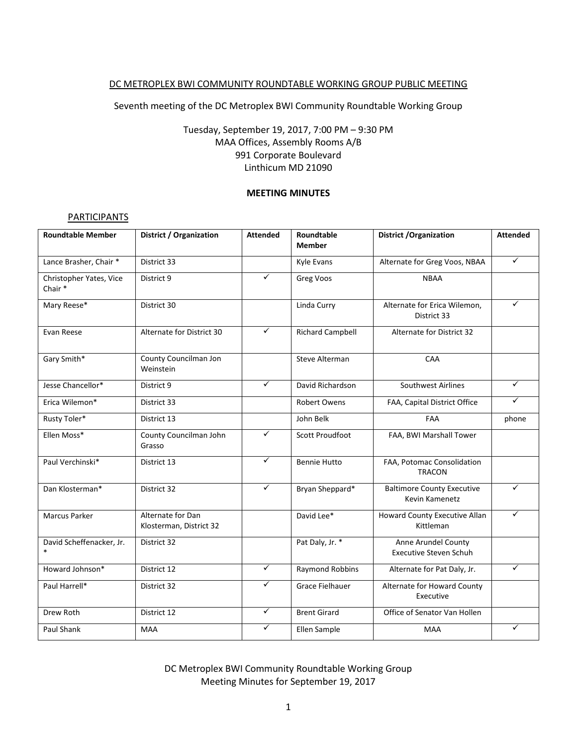DC METROPLEX BWI COMMUNITY ROUNDTABLE WORKING GROUP PUBLIC MEETING

Seventh meeting of the DC Metroplex BWI Community Roundtable Working Group

Tuesday, September 19, 2017, 7:00 PM – 9:30 PM
MAA Offices, Assembly Rooms A/B
991 Corporate Boulevard
Linthicum MD 21090

**MEETING MINUTES**

PARTICIPANTS

| Roundtable Member | District / Organization | Attended | Roundtable Member | District /Organization | Attended |
|---|---|---|---|---|---|
| Lance Brasher, Chair * | District 33 | | Kyle Evans | Alternate for Greg Voos, NBAA | ✓ |
| Christopher Yates, Vice Chair * | District 9 | ✓ | Greg Voos | NBAA | |
| Mary Reese* | District 30 | | Linda Curry | Alternate for Erica Wilemon, District 33 | ✓ |
| Evan Reese | Alternate for District 30 | ✓ | Richard Campbell | Alternate for District 32 | |
| Gary Smith* | County Councilman Jon Weinstein | | Steve Alterman | CAA | |
| Jesse Chancellor* | District 9 | ✓ | David Richardson | Southwest Airlines | ✓ |
| Erica Wilemon* | District 33 | | Robert Owens | FAA, Capital District Office | ✓ |
| Rusty Toler* | District 13 | | John Belk | FAA | phone |
| Ellen Moss* | County Councilman John Grasso | ✓ | Scott Proudfoot | FAA, BWI Marshall Tower | |
| Paul Verchinski* | District 13 | ✓ | Bennie Hutto | FAA, Potomac Consolidation TRACON | |
| Dan Klosterman* | District 32 | ✓ | Bryan Sheppard* | Baltimore County Executive Kevin Kamenetz | ✓ |
| Marcus Parker | Alternate for Dan Klosterman, District 32 | | David Lee* | Howard County Executive Allan Kittleman | ✓ |
| David Scheffenacker, Jr. * | District 32 | | Pat Daly, Jr. * | Anne Arundel County Executive Steven Schuh | |
| Howard Johnson* | District 12 | ✓ | Raymond Robbins | Alternate for Pat Daly, Jr. | ✓ |
| Paul Harrell* | District 32 | ✓ | Grace Fielhauer | Alternate for Howard County Executive | |
| Drew Roth | District 12 | ✓ | Brent Girard | Office of Senator Van Hollen | |
| Paul Shank | MAA | ✓ | Ellen Sample | MAA | ✓ |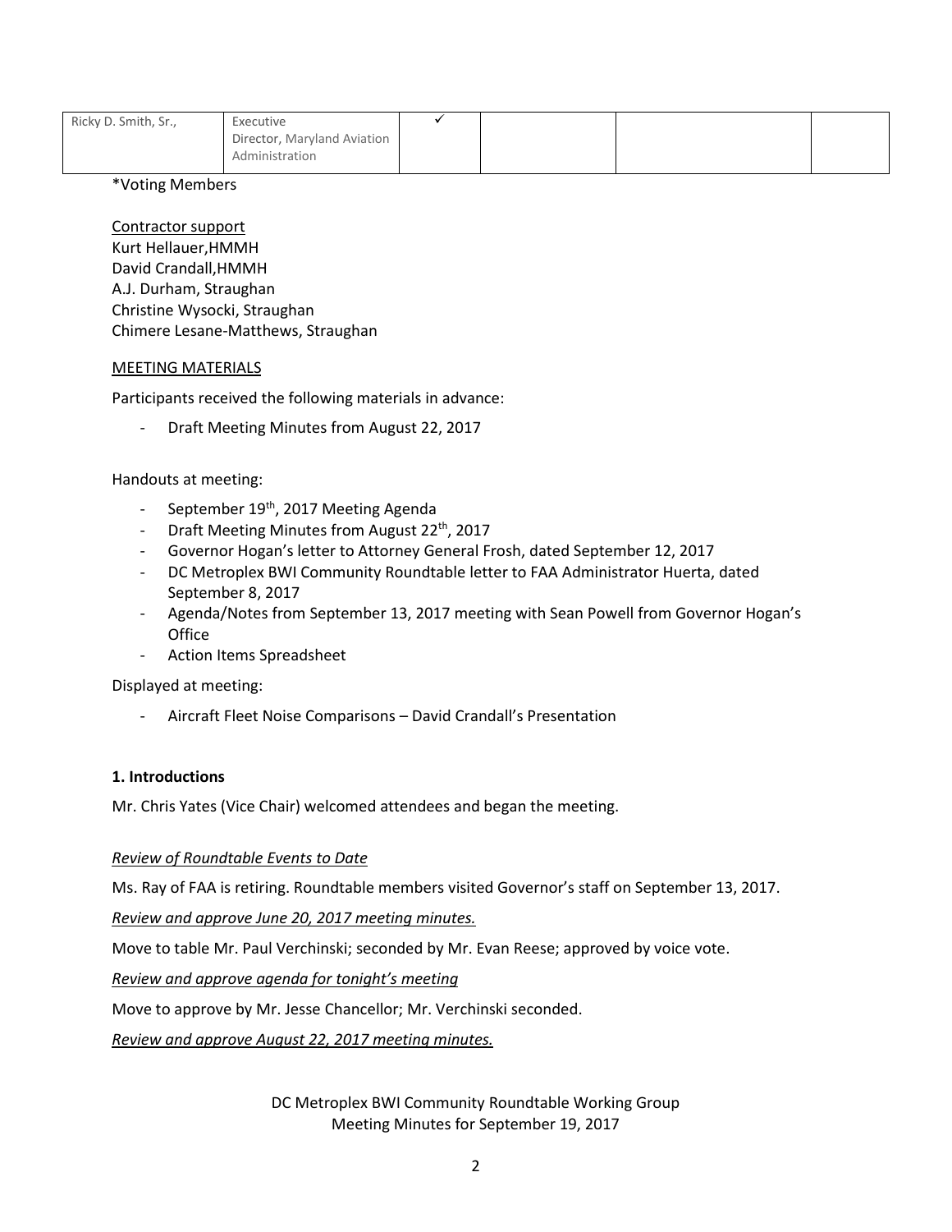| Ricky D. Smith, Sr., | Executive Director, Maryland Aviation Administration | ✓ | | | |
|---|---|---|---|---|---|

*Voting Members

Contractor support
Kurt Hellauer,HMMH
David Crandall,HMMH
A.J. Durham, Straughan
Christine Wysocki, Straughan
Chimere Lesane-Matthews, Straughan

MEETING MATERIALS

Participants received the following materials in advance:

- Draft Meeting Minutes from August 22, 2017

Handouts at meeting:

- September 19th, 2017 Meeting Agenda
- Draft Meeting Minutes from August 22th, 2017
- Governor Hogan's letter to Attorney General Frosh, dated September 12, 2017
- DC Metroplex BWI Community Roundtable letter to FAA Administrator Huerta, dated September 8, 2017
- Agenda/Notes from September 13, 2017 meeting with Sean Powell from Governor Hogan's Office
- Action Items Spreadsheet

Displayed at meeting:

- Aircraft Fleet Noise Comparisons – David Crandall's Presentation

**1. Introductions**

Mr. Chris Yates (Vice Chair) welcomed attendees and began the meeting.

*Review of Roundtable Events to Date*

Ms. Ray of FAA is retiring. Roundtable members visited Governor's staff on September 13, 2017.

*Review and approve June 20, 2017 meeting minutes.*

Move to table Mr. Paul Verchinski; seconded by Mr. Evan Reese; approved by voice vote.

*Review and approve agenda for tonight's meeting*

Move to approve by Mr. Jesse Chancellor; Mr. Verchinski seconded.

*Review and approve August 22, 2017 meeting minutes.*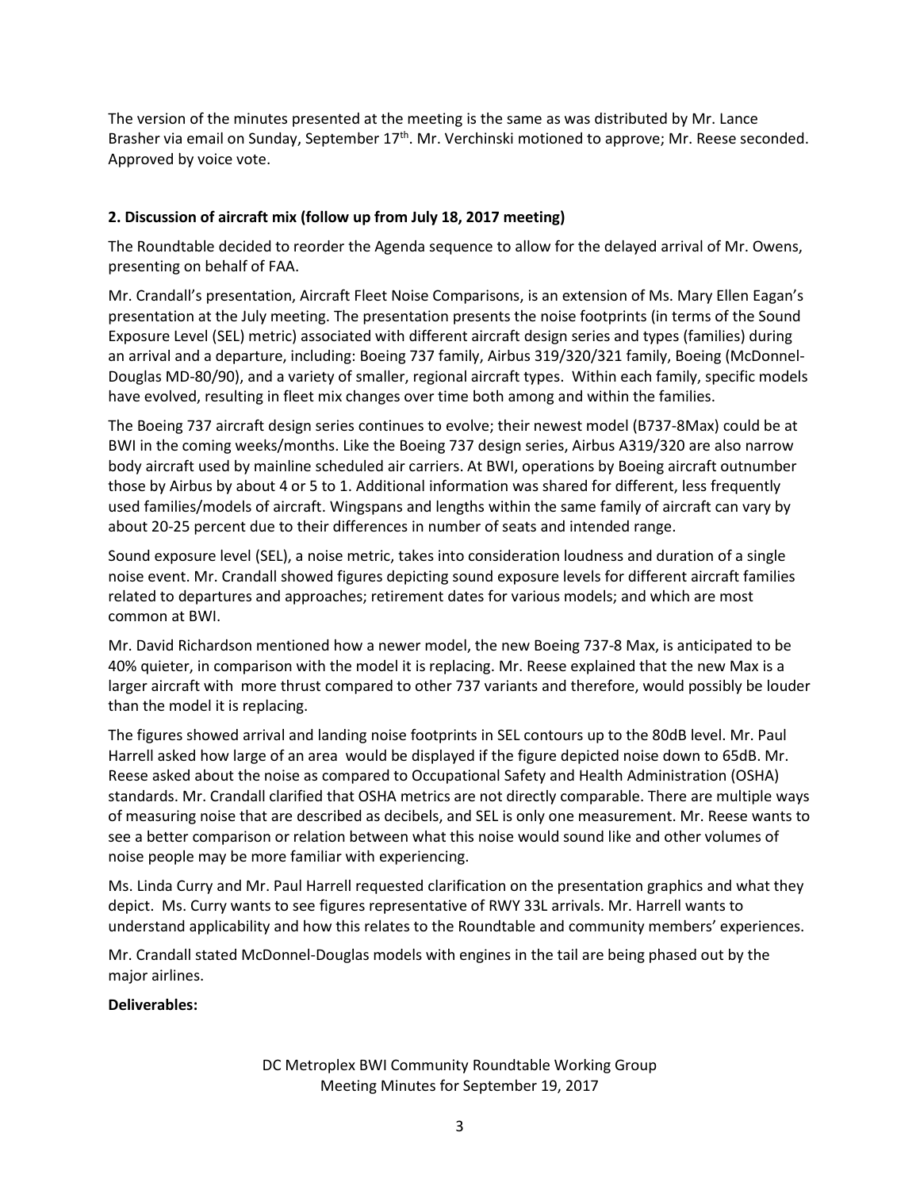The version of the minutes presented at the meeting is the same as was distributed by Mr. Lance Brasher via email on Sunday, September 17th. Mr. Verchinski motioned to approve; Mr. Reese seconded. Approved by voice vote.

**2. Discussion of aircraft mix (follow up from July 18, 2017 meeting)**

The Roundtable decided to reorder the Agenda sequence to allow for the delayed arrival of Mr. Owens, presenting on behalf of FAA.

Mr. Crandall's presentation, Aircraft Fleet Noise Comparisons, is an extension of Ms. Mary Ellen Eagan's presentation at the July meeting. The presentation presents the noise footprints (in terms of the Sound Exposure Level (SEL) metric) associated with different aircraft design series and types (families) during an arrival and a departure, including: Boeing 737 family, Airbus 319/320/321 family, Boeing (McDonnel-Douglas MD-80/90), and a variety of smaller, regional aircraft types. Within each family, specific models have evolved, resulting in fleet mix changes over time both among and within the families.

The Boeing 737 aircraft design series continues to evolve; their newest model (B737-8Max) could be at BWI in the coming weeks/months. Like the Boeing 737 design series, Airbus A319/320 are also narrow body aircraft used by mainline scheduled air carriers. At BWI, operations by Boeing aircraft outnumber those by Airbus by about 4 or 5 to 1. Additional information was shared for different, less frequently used families/models of aircraft. Wingspans and lengths within the same family of aircraft can vary by about 20-25 percent due to their differences in number of seats and intended range.

Sound exposure level (SEL), a noise metric, takes into consideration loudness and duration of a single noise event. Mr. Crandall showed figures depicting sound exposure levels for different aircraft families related to departures and approaches; retirement dates for various models; and which are most common at BWI.

Mr. David Richardson mentioned how a newer model, the new Boeing 737-8 Max, is anticipated to be 40% quieter, in comparison with the model it is replacing. Mr. Reese explained that the new Max is a larger aircraft with more thrust compared to other 737 variants and therefore, would possibly be louder than the model it is replacing.

The figures showed arrival and landing noise footprints in SEL contours up to the 80dB level. Mr. Paul Harrell asked how large of an area would be displayed if the figure depicted noise down to 65dB. Mr. Reese asked about the noise as compared to Occupational Safety and Health Administration (OSHA) standards. Mr. Crandall clarified that OSHA metrics are not directly comparable. There are multiple ways of measuring noise that are described as decibels, and SEL is only one measurement. Mr. Reese wants to see a better comparison or relation between what this noise would sound like and other volumes of noise people may be more familiar with experiencing.

Ms. Linda Curry and Mr. Paul Harrell requested clarification on the presentation graphics and what they depict. Ms. Curry wants to see figures representative of RWY 33L arrivals. Mr. Harrell wants to understand applicability and how this relates to the Roundtable and community members' experiences.

Mr. Crandall stated McDonnel-Douglas models with engines in the tail are being phased out by the major airlines.

**Deliverables:**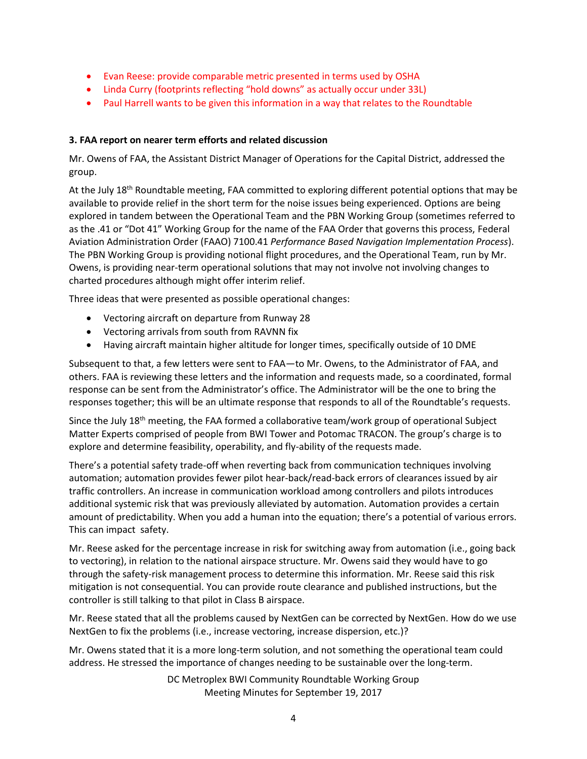- Evan Reese: provide comparable metric presented in terms used by OSHA
- Linda Curry (footprints reflecting "hold downs" as actually occur under 33L)
- Paul Harrell wants to be given this information in a way that relates to the Roundtable

**3. FAA report on nearer term efforts and related discussion**

Mr. Owens of FAA, the Assistant District Manager of Operations for the Capital District, addressed the group.

At the July 18th Roundtable meeting, FAA committed to exploring different potential options that may be available to provide relief in the short term for the noise issues being experienced. Options are being explored in tandem between the Operational Team and the PBN Working Group (sometimes referred to as the .41 or "Dot 41" Working Group for the name of the FAA Order that governs this process, Federal Aviation Administration Order (FAAO) 7100.41 *Performance Based Navigation Implementation Process*). The PBN Working Group is providing notional flight procedures, and the Operational Team, run by Mr. Owens, is providing near-term operational solutions that may not involve not involving changes to charted procedures although might offer interim relief.

Three ideas that were presented as possible operational changes:

- Vectoring aircraft on departure from Runway 28
- Vectoring arrivals from south from RAVNN fix
- Having aircraft maintain higher altitude for longer times, specifically outside of 10 DME

Subsequent to that, a few letters were sent to FAA—to Mr. Owens, to the Administrator of FAA, and others. FAA is reviewing these letters and the information and requests made, so a coordinated, formal response can be sent from the Administrator's office. The Administrator will be the one to bring the responses together; this will be an ultimate response that responds to all of the Roundtable's requests.

Since the July 18th meeting, the FAA formed a collaborative team/work group of operational Subject Matter Experts comprised of people from BWI Tower and Potomac TRACON. The group's charge is to explore and determine feasibility, operability, and fly-ability of the requests made.

There's a potential safety trade-off when reverting back from communication techniques involving automation; automation provides fewer pilot hear-back/read-back errors of clearances issued by air traffic controllers. An increase in communication workload among controllers and pilots introduces additional systemic risk that was previously alleviated by automation. Automation provides a certain amount of predictability. When you add a human into the equation; there's a potential of various errors. This can impact safety.

Mr. Reese asked for the percentage increase in risk for switching away from automation (i.e., going back to vectoring), in relation to the national airspace structure. Mr. Owens said they would have to go through the safety-risk management process to determine this information. Mr. Reese said this risk mitigation is not consequential. You can provide route clearance and published instructions, but the controller is still talking to that pilot in Class B airspace.

Mr. Reese stated that all the problems caused by NextGen can be corrected by NextGen. How do we use NextGen to fix the problems (i.e., increase vectoring, increase dispersion, etc.)?

Mr. Owens stated that it is a more long-term solution, and not something the operational team could address. He stressed the importance of changes needing to be sustainable over the long-term.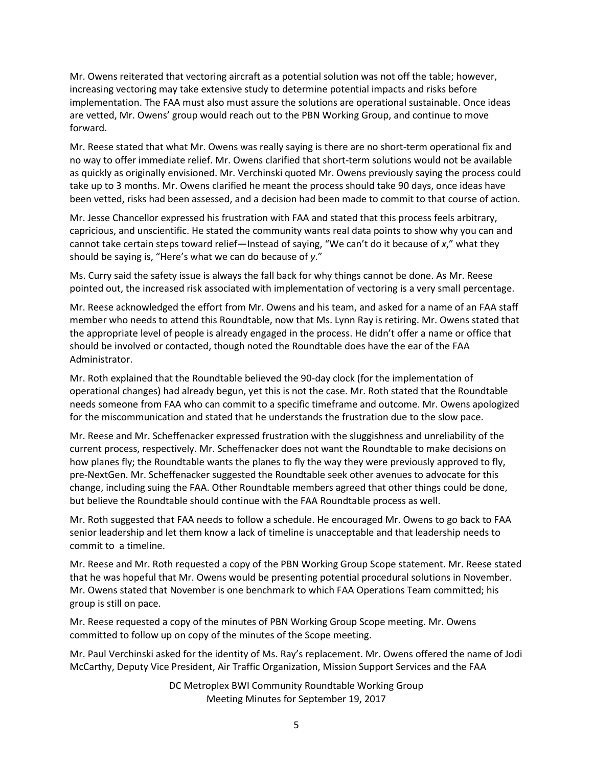Mr. Owens reiterated that vectoring aircraft as a potential solution was not off the table; however, increasing vectoring may take extensive study to determine potential impacts and risks before implementation. The FAA must also must assure the solutions are operational sustainable. Once ideas are vetted, Mr. Owens' group would reach out to the PBN Working Group, and continue to move forward.

Mr. Reese stated that what Mr. Owens was really saying is there are no short-term operational fix and no way to offer immediate relief. Mr. Owens clarified that short-term solutions would not be available as quickly as originally envisioned. Mr. Verchinski quoted Mr. Owens previously saying the process could take up to 3 months. Mr. Owens clarified he meant the process should take 90 days, once ideas have been vetted, risks had been assessed, and a decision had been made to commit to that course of action.

Mr. Jesse Chancellor expressed his frustration with FAA and stated that this process feels arbitrary, capricious, and unscientific. He stated the community wants real data points to show why you can and cannot take certain steps toward relief—Instead of saying, "We can't do it because of *x*," what they should be saying is, "Here's what we can do because of *y*."

Ms. Curry said the safety issue is always the fall back for why things cannot be done. As Mr. Reese pointed out, the increased risk associated with implementation of vectoring is a very small percentage.

Mr. Reese acknowledged the effort from Mr. Owens and his team, and asked for a name of an FAA staff member who needs to attend this Roundtable, now that Ms. Lynn Ray is retiring. Mr. Owens stated that the appropriate level of people is already engaged in the process. He didn't offer a name or office that should be involved or contacted, though noted the Roundtable does have the ear of the FAA Administrator.

Mr. Roth explained that the Roundtable believed the 90-day clock (for the implementation of operational changes) had already begun, yet this is not the case. Mr. Roth stated that the Roundtable needs someone from FAA who can commit to a specific timeframe and outcome. Mr. Owens apologized for the miscommunication and stated that he understands the frustration due to the slow pace.

Mr. Reese and Mr. Scheffenacker expressed frustration with the sluggishness and unreliability of the current process, respectively. Mr. Scheffenacker does not want the Roundtable to make decisions on how planes fly; the Roundtable wants the planes to fly the way they were previously approved to fly, pre-NextGen. Mr. Scheffenacker suggested the Roundtable seek other avenues to advocate for this change, including suing the FAA. Other Roundtable members agreed that other things could be done, but believe the Roundtable should continue with the FAA Roundtable process as well.

Mr. Roth suggested that FAA needs to follow a schedule. He encouraged Mr. Owens to go back to FAA senior leadership and let them know a lack of timeline is unacceptable and that leadership needs to commit to a timeline.

Mr. Reese and Mr. Roth requested a copy of the PBN Working Group Scope statement. Mr. Reese stated that he was hopeful that Mr. Owens would be presenting potential procedural solutions in November. Mr. Owens stated that November is one benchmark to which FAA Operations Team committed; his group is still on pace.

Mr. Reese requested a copy of the minutes of PBN Working Group Scope meeting. Mr. Owens committed to follow up on copy of the minutes of the Scope meeting.

Mr. Paul Verchinski asked for the identity of Ms. Ray's replacement. Mr. Owens offered the name of Jodi McCarthy, Deputy Vice President, Air Traffic Organization, Mission Support Services and the FAA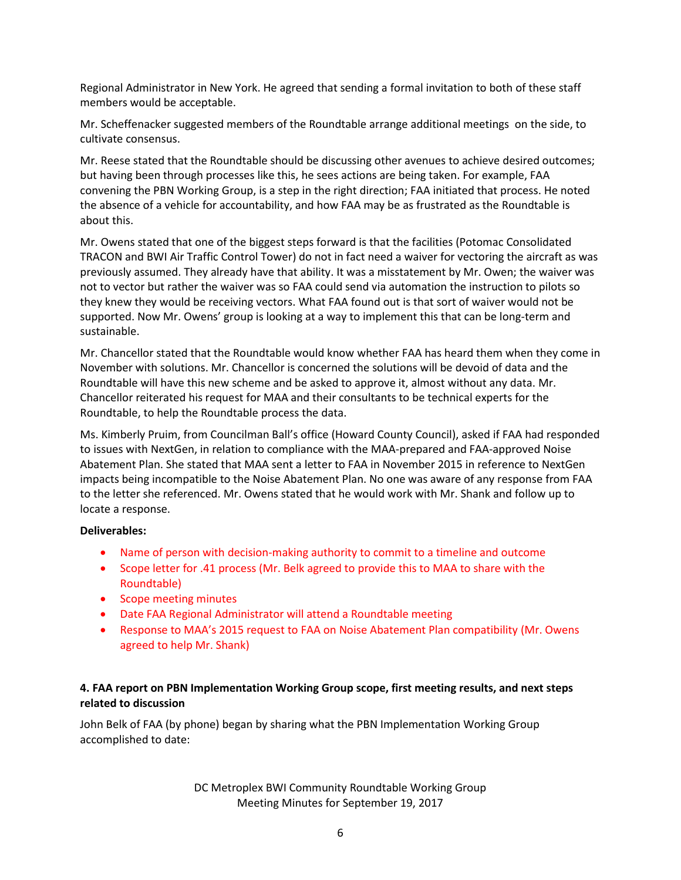Regional Administrator in New York. He agreed that sending a formal invitation to both of these staff members would be acceptable.

Mr. Scheffenacker suggested members of the Roundtable arrange additional meetings on the side, to cultivate consensus.

Mr. Reese stated that the Roundtable should be discussing other avenues to achieve desired outcomes; but having been through processes like this, he sees actions are being taken. For example, FAA convening the PBN Working Group, is a step in the right direction; FAA initiated that process. He noted the absence of a vehicle for accountability, and how FAA may be as frustrated as the Roundtable is about this.

Mr. Owens stated that one of the biggest steps forward is that the facilities (Potomac Consolidated TRACON and BWI Air Traffic Control Tower) do not in fact need a waiver for vectoring the aircraft as was previously assumed. They already have that ability. It was a misstatement by Mr. Owen; the waiver was not to vector but rather the waiver was so FAA could send via automation the instruction to pilots so they knew they would be receiving vectors. What FAA found out is that sort of waiver would not be supported. Now Mr. Owens' group is looking at a way to implement this that can be long-term and sustainable.

Mr. Chancellor stated that the Roundtable would know whether FAA has heard them when they come in November with solutions. Mr. Chancellor is concerned the solutions will be devoid of data and the Roundtable will have this new scheme and be asked to approve it, almost without any data. Mr. Chancellor reiterated his request for MAA and their consultants to be technical experts for the Roundtable, to help the Roundtable process the data.

Ms. Kimberly Pruim, from Councilman Ball's office (Howard County Council), asked if FAA had responded to issues with NextGen, in relation to compliance with the MAA-prepared and FAA-approved Noise Abatement Plan. She stated that MAA sent a letter to FAA in November 2015 in reference to NextGen impacts being incompatible to the Noise Abatement Plan. No one was aware of any response from FAA to the letter she referenced. Mr. Owens stated that he would work with Mr. Shank and follow up to locate a response.

**Deliverables:**

- Name of person with decision-making authority to commit to a timeline and outcome
- Scope letter for .41 process (Mr. Belk agreed to provide this to MAA to share with the Roundtable)
- Scope meeting minutes
- Date FAA Regional Administrator will attend a Roundtable meeting
- Response to MAA's 2015 request to FAA on Noise Abatement Plan compatibility (Mr. Owens agreed to help Mr. Shank)

**4. FAA report on PBN Implementation Working Group scope, first meeting results, and next steps related to discussion**

John Belk of FAA (by phone) began by sharing what the PBN Implementation Working Group accomplished to date: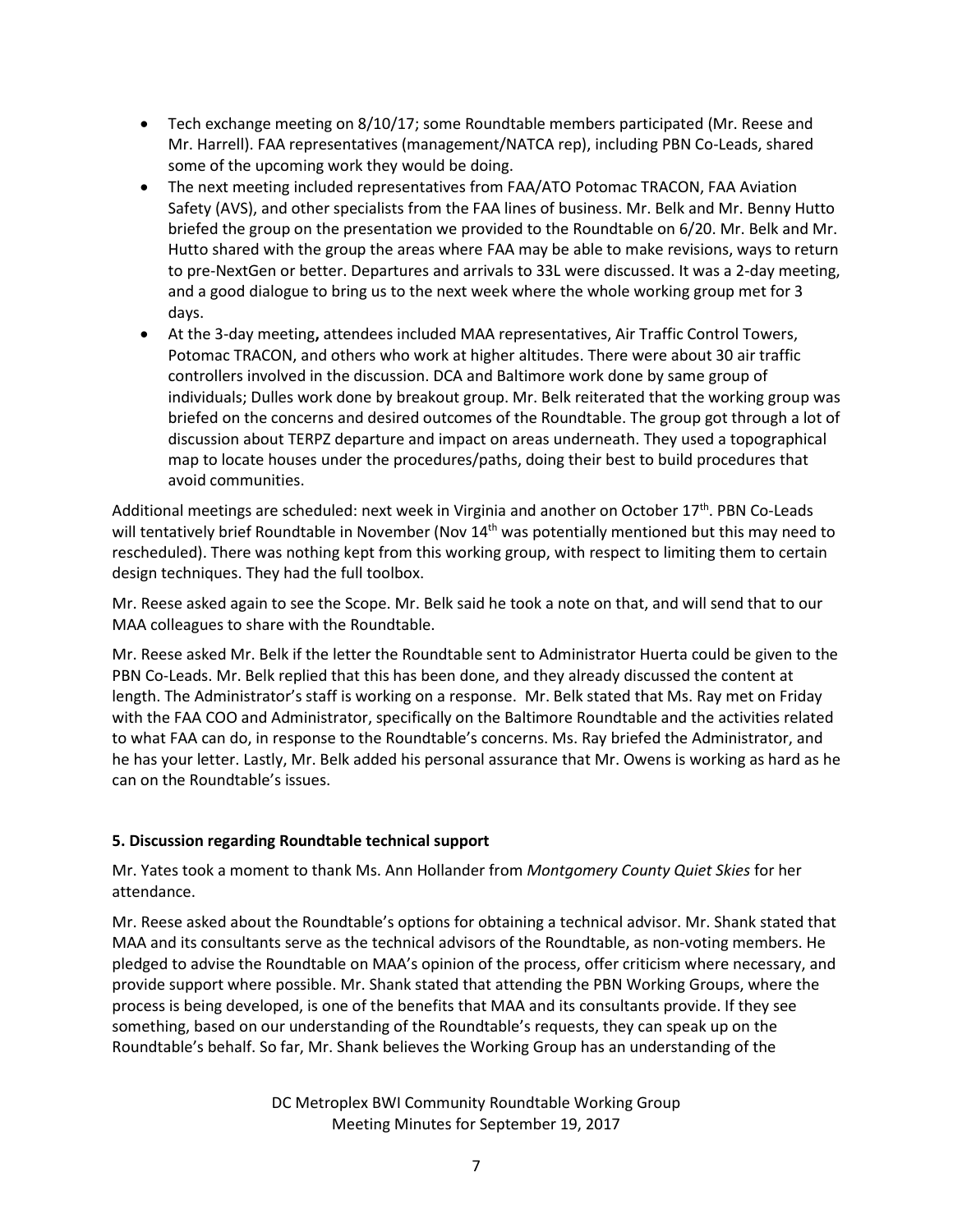- Tech exchange meeting on 8/10/17; some Roundtable members participated (Mr. Reese and Mr. Harrell). FAA representatives (management/NATCA rep), including PBN Co-Leads, shared some of the upcoming work they would be doing.
- The next meeting included representatives from FAA/ATO Potomac TRACON, FAA Aviation Safety (AVS), and other specialists from the FAA lines of business. Mr. Belk and Mr. Benny Hutto briefed the group on the presentation we provided to the Roundtable on 6/20. Mr. Belk and Mr. Hutto shared with the group the areas where FAA may be able to make revisions, ways to return to pre-NextGen or better. Departures and arrivals to 33L were discussed. It was a 2-day meeting, and a good dialogue to bring us to the next week where the whole working group met for 3 days.
- At the 3-day meeting**,** attendees included MAA representatives, Air Traffic Control Towers, Potomac TRACON, and others who work at higher altitudes. There were about 30 air traffic controllers involved in the discussion. DCA and Baltimore work done by same group of individuals; Dulles work done by breakout group. Mr. Belk reiterated that the working group was briefed on the concerns and desired outcomes of the Roundtable. The group got through a lot of discussion about TERPZ departure and impact on areas underneath. They used a topographical map to locate houses under the procedures/paths, doing their best to build procedures that avoid communities.

Additional meetings are scheduled: next week in Virginia and another on October 17th. PBN Co-Leads will tentatively brief Roundtable in November (Nov 14th was potentially mentioned but this may need to rescheduled). There was nothing kept from this working group, with respect to limiting them to certain design techniques. They had the full toolbox.

Mr. Reese asked again to see the Scope. Mr. Belk said he took a note on that, and will send that to our MAA colleagues to share with the Roundtable.

Mr. Reese asked Mr. Belk if the letter the Roundtable sent to Administrator Huerta could be given to the PBN Co-Leads. Mr. Belk replied that this has been done, and they already discussed the content at length. The Administrator's staff is working on a response. Mr. Belk stated that Ms. Ray met on Friday with the FAA COO and Administrator, specifically on the Baltimore Roundtable and the activities related to what FAA can do, in response to the Roundtable's concerns. Ms. Ray briefed the Administrator, and he has your letter. Lastly, Mr. Belk added his personal assurance that Mr. Owens is working as hard as he can on the Roundtable's issues.

**5. Discussion regarding Roundtable technical support**

Mr. Yates took a moment to thank Ms. Ann Hollander from *Montgomery County Quiet Skies* for her attendance.

Mr. Reese asked about the Roundtable's options for obtaining a technical advisor. Mr. Shank stated that MAA and its consultants serve as the technical advisors of the Roundtable, as non-voting members. He pledged to advise the Roundtable on MAA's opinion of the process, offer criticism where necessary, and provide support where possible. Mr. Shank stated that attending the PBN Working Groups, where the process is being developed, is one of the benefits that MAA and its consultants provide. If they see something, based on our understanding of the Roundtable's requests, they can speak up on the Roundtable's behalf. So far, Mr. Shank believes the Working Group has an understanding of the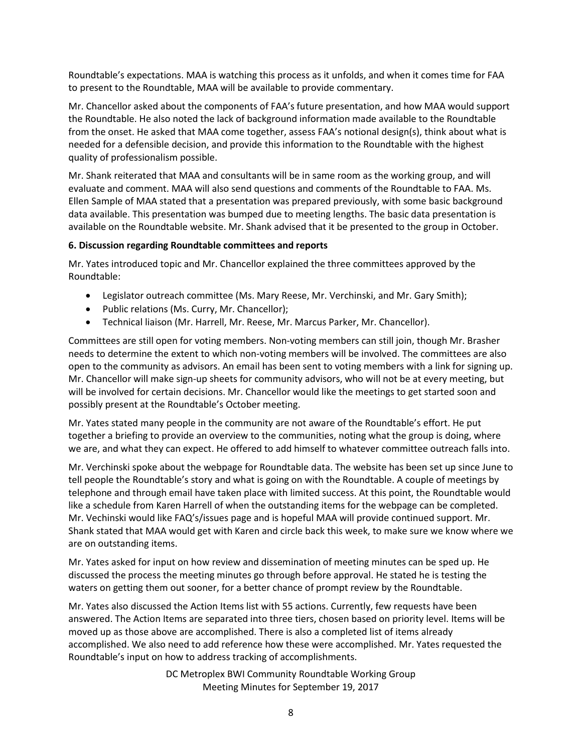Roundtable's expectations. MAA is watching this process as it unfolds, and when it comes time for FAA to present to the Roundtable, MAA will be available to provide commentary.

Mr. Chancellor asked about the components of FAA's future presentation, and how MAA would support the Roundtable. He also noted the lack of background information made available to the Roundtable from the onset. He asked that MAA come together, assess FAA's notional design(s), think about what is needed for a defensible decision, and provide this information to the Roundtable with the highest quality of professionalism possible.

Mr. Shank reiterated that MAA and consultants will be in same room as the working group, and will evaluate and comment. MAA will also send questions and comments of the Roundtable to FAA. Ms. Ellen Sample of MAA stated that a presentation was prepared previously, with some basic background data available. This presentation was bumped due to meeting lengths. The basic data presentation is available on the Roundtable website. Mr. Shank advised that it be presented to the group in October.

**6. Discussion regarding Roundtable committees and reports**

Mr. Yates introduced topic and Mr. Chancellor explained the three committees approved by the Roundtable:

- Legislator outreach committee (Ms. Mary Reese, Mr. Verchinski, and Mr. Gary Smith);
- Public relations (Ms. Curry, Mr. Chancellor);
- Technical liaison (Mr. Harrell, Mr. Reese, Mr. Marcus Parker, Mr. Chancellor).

Committees are still open for voting members. Non-voting members can still join, though Mr. Brasher needs to determine the extent to which non-voting members will be involved. The committees are also open to the community as advisors. An email has been sent to voting members with a link for signing up. Mr. Chancellor will make sign-up sheets for community advisors, who will not be at every meeting, but will be involved for certain decisions. Mr. Chancellor would like the meetings to get started soon and possibly present at the Roundtable's October meeting.

Mr. Yates stated many people in the community are not aware of the Roundtable's effort. He put together a briefing to provide an overview to the communities, noting what the group is doing, where we are, and what they can expect. He offered to add himself to whatever committee outreach falls into.

Mr. Verchinski spoke about the webpage for Roundtable data. The website has been set up since June to tell people the Roundtable's story and what is going on with the Roundtable. A couple of meetings by telephone and through email have taken place with limited success. At this point, the Roundtable would like a schedule from Karen Harrell of when the outstanding items for the webpage can be completed. Mr. Vechinski would like FAQ's/issues page and is hopeful MAA will provide continued support. Mr. Shank stated that MAA would get with Karen and circle back this week, to make sure we know where we are on outstanding items.

Mr. Yates asked for input on how review and dissemination of meeting minutes can be sped up. He discussed the process the meeting minutes go through before approval. He stated he is testing the waters on getting them out sooner, for a better chance of prompt review by the Roundtable.

Mr. Yates also discussed the Action Items list with 55 actions. Currently, few requests have been answered. The Action Items are separated into three tiers, chosen based on priority level. Items will be moved up as those above are accomplished. There is also a completed list of items already accomplished. We also need to add reference how these were accomplished. Mr. Yates requested the Roundtable's input on how to address tracking of accomplishments.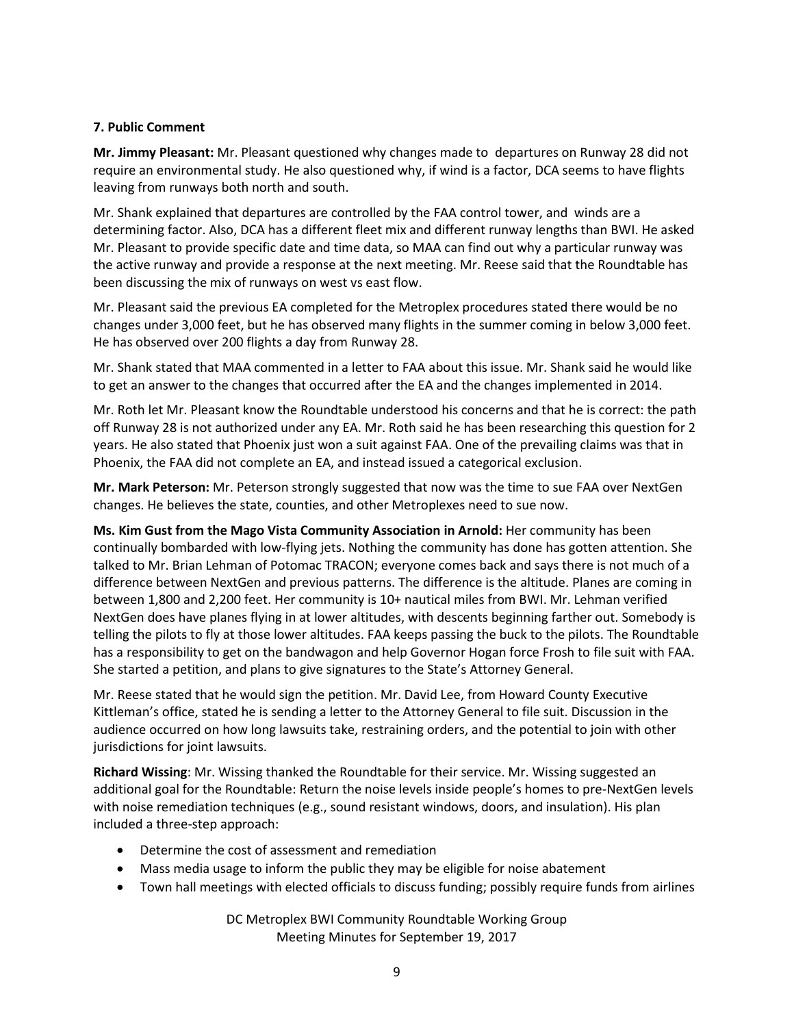**7. Public Comment**

**Mr. Jimmy Pleasant:** Mr. Pleasant questioned why changes made to departures on Runway 28 did not require an environmental study. He also questioned why, if wind is a factor, DCA seems to have flights leaving from runways both north and south.

Mr. Shank explained that departures are controlled by the FAA control tower, and winds are a determining factor. Also, DCA has a different fleet mix and different runway lengths than BWI. He asked Mr. Pleasant to provide specific date and time data, so MAA can find out why a particular runway was the active runway and provide a response at the next meeting. Mr. Reese said that the Roundtable has been discussing the mix of runways on west vs east flow.

Mr. Pleasant said the previous EA completed for the Metroplex procedures stated there would be no changes under 3,000 feet, but he has observed many flights in the summer coming in below 3,000 feet. He has observed over 200 flights a day from Runway 28.

Mr. Shank stated that MAA commented in a letter to FAA about this issue. Mr. Shank said he would like to get an answer to the changes that occurred after the EA and the changes implemented in 2014.

Mr. Roth let Mr. Pleasant know the Roundtable understood his concerns and that he is correct: the path off Runway 28 is not authorized under any EA. Mr. Roth said he has been researching this question for 2 years. He also stated that Phoenix just won a suit against FAA. One of the prevailing claims was that in Phoenix, the FAA did not complete an EA, and instead issued a categorical exclusion.

**Mr. Mark Peterson:** Mr. Peterson strongly suggested that now was the time to sue FAA over NextGen changes. He believes the state, counties, and other Metroplexes need to sue now.

**Ms. Kim Gust from the Mago Vista Community Association in Arnold:** Her community has been continually bombarded with low-flying jets. Nothing the community has done has gotten attention. She talked to Mr. Brian Lehman of Potomac TRACON; everyone comes back and says there is not much of a difference between NextGen and previous patterns. The difference is the altitude. Planes are coming in between 1,800 and 2,200 feet. Her community is 10+ nautical miles from BWI. Mr. Lehman verified NextGen does have planes flying in at lower altitudes, with descents beginning farther out. Somebody is telling the pilots to fly at those lower altitudes. FAA keeps passing the buck to the pilots. The Roundtable has a responsibility to get on the bandwagon and help Governor Hogan force Frosh to file suit with FAA. She started a petition, and plans to give signatures to the State's Attorney General.

Mr. Reese stated that he would sign the petition. Mr. David Lee, from Howard County Executive Kittleman's office, stated he is sending a letter to the Attorney General to file suit. Discussion in the audience occurred on how long lawsuits take, restraining orders, and the potential to join with other jurisdictions for joint lawsuits.

**Richard Wissing**: Mr. Wissing thanked the Roundtable for their service. Mr. Wissing suggested an additional goal for the Roundtable: Return the noise levels inside people's homes to pre-NextGen levels with noise remediation techniques (e.g., sound resistant windows, doors, and insulation). His plan included a three-step approach:

- Determine the cost of assessment and remediation
- Mass media usage to inform the public they may be eligible for noise abatement
- Town hall meetings with elected officials to discuss funding; possibly require funds from airlines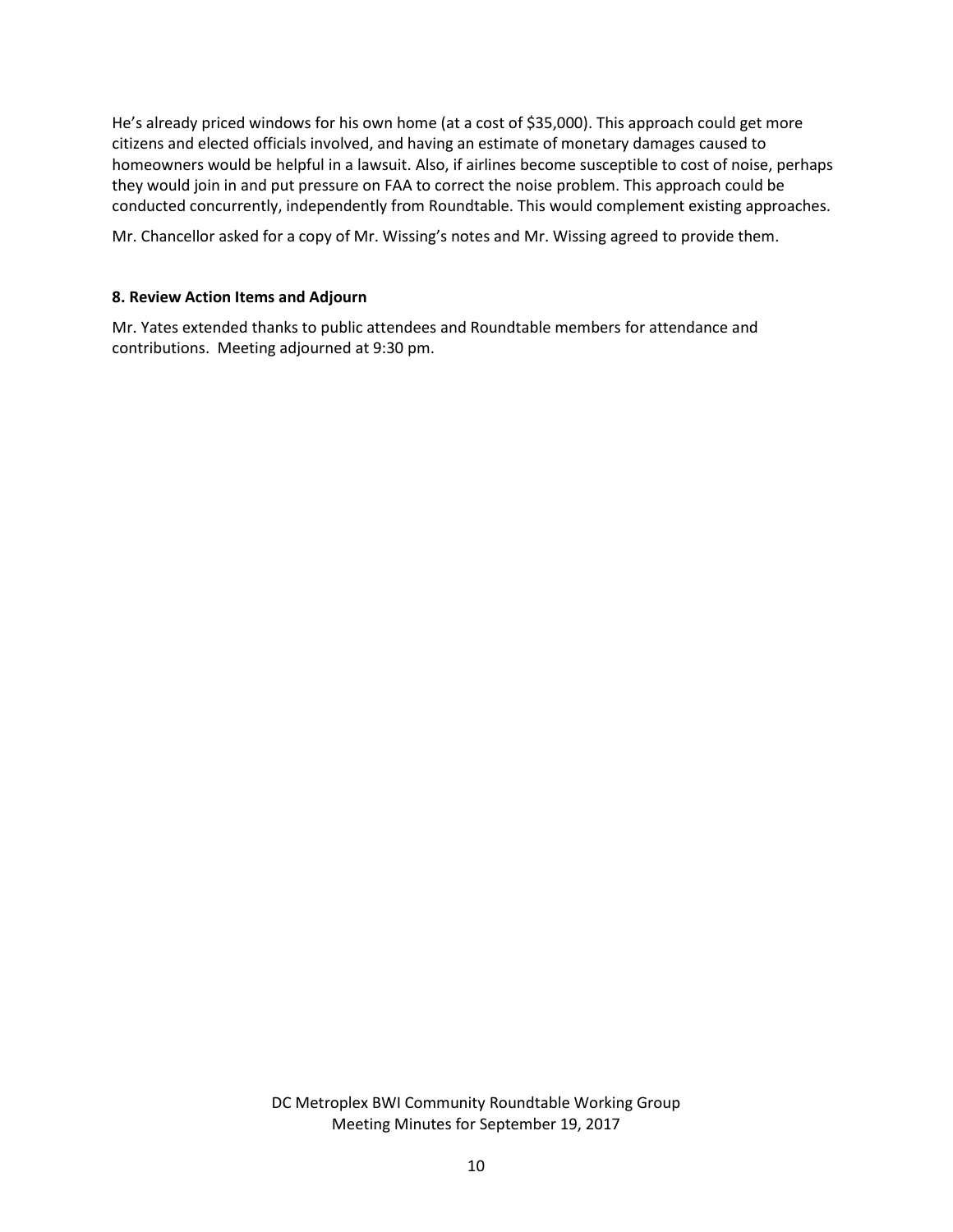He's already priced windows for his own home (at a cost of $35,000). This approach could get more citizens and elected officials involved, and having an estimate of monetary damages caused to homeowners would be helpful in a lawsuit. Also, if airlines become susceptible to cost of noise, perhaps they would join in and put pressure on FAA to correct the noise problem. This approach could be conducted concurrently, independently from Roundtable. This would complement existing approaches.

Mr. Chancellor asked for a copy of Mr. Wissing's notes and Mr. Wissing agreed to provide them.

**8. Review Action Items and Adjourn**

Mr. Yates extended thanks to public attendees and Roundtable members for attendance and contributions. Meeting adjourned at 9:30 pm.